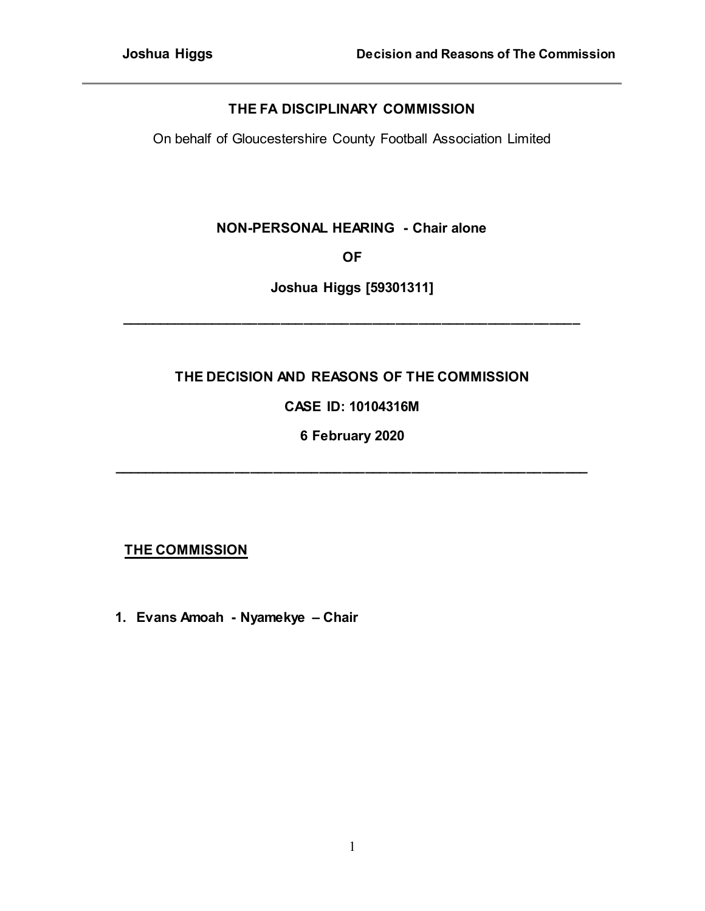**THE FA DISCIPLINARY COMMISSION**

On behalf of Gloucestershire County Football Association Limited

**NON-PERSONAL HEARING - Chair alone**

**OF**

**Joshua Higgs [59301311]**

---

**THE DECISION AND REASONS OF THE COMMISSION**

**CASE ID: 10104316M**

**6 February 2020**

---

**<u>THE COMMISSION</u>**

1. **Evans Amoah - Nyamekye – Chair**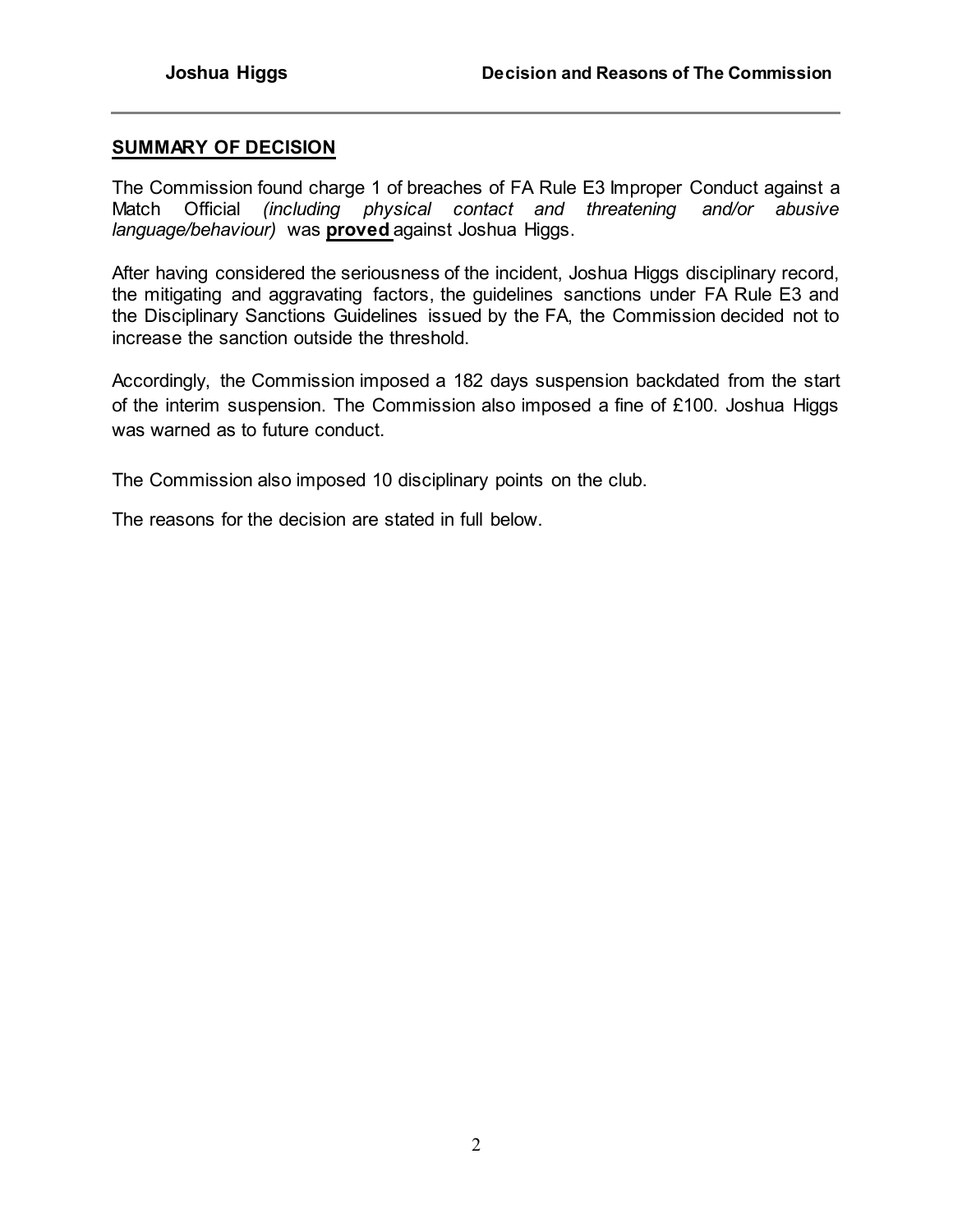## SUMMARY OF DECISION

The Commission found charge 1 of breaches of FA Rule E3 Improper Conduct against a Match Official *(including physical contact and threatening and/or abusive language/behaviour)* was **proved** against Joshua Higgs.

After having considered the seriousness of the incident, Joshua Higgs disciplinary record, the mitigating and aggravating factors, the guidelines sanctions under FA Rule E3 and the Disciplinary Sanctions Guidelines issued by the FA, the Commission decided not to increase the sanction outside the threshold.

Accordingly, the Commission imposed a 182 days suspension backdated from the start of the interim suspension. The Commission also imposed a fine of £100. Joshua Higgs was warned as to future conduct.

The Commission also imposed 10 disciplinary points on the club.

The reasons for the decision are stated in full below.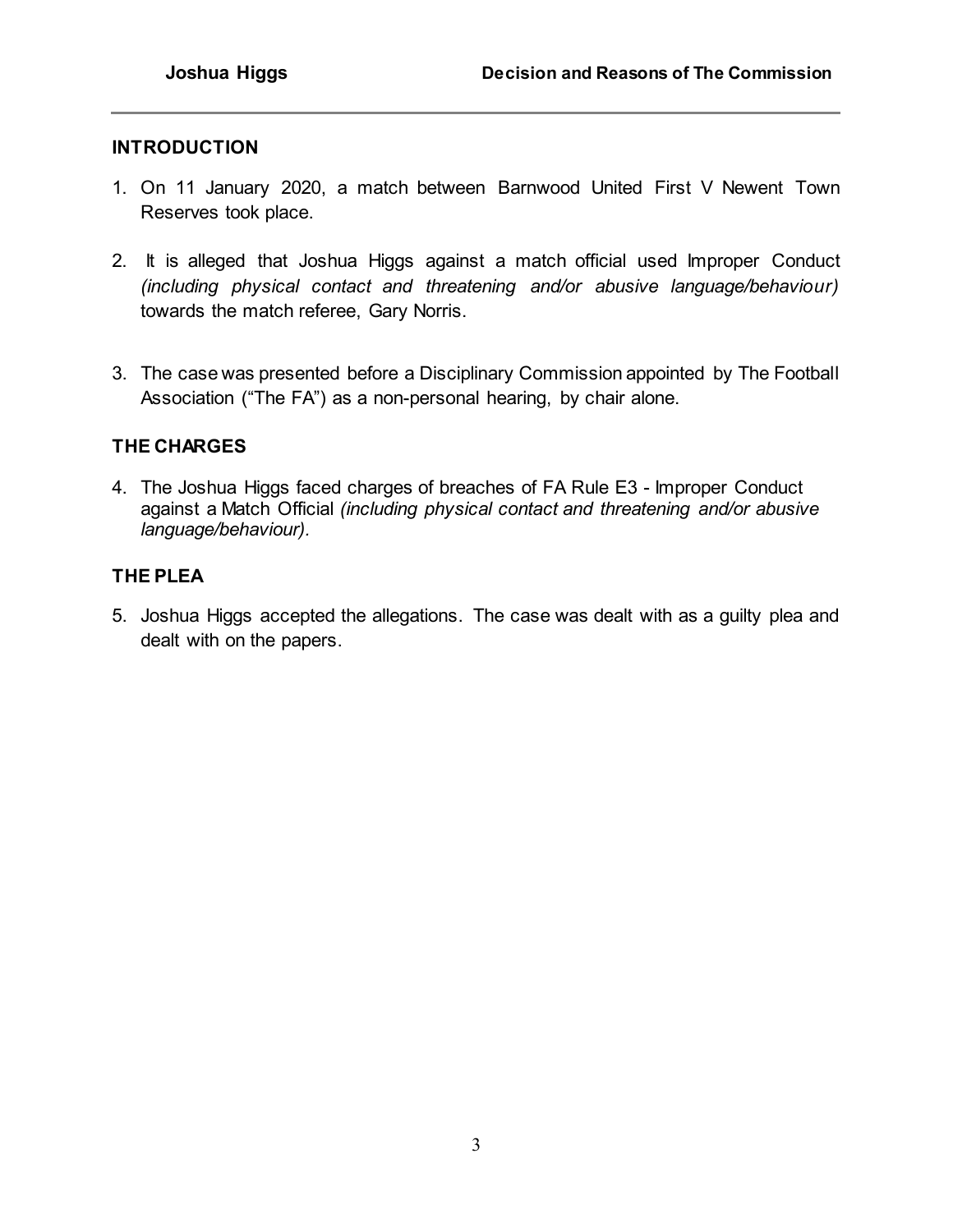## INTRODUCTION

1. On 11 January 2020, a match between Barnwood United First V Newent Town Reserves took place.

2. It is alleged that Joshua Higgs against a match official used Improper Conduct *(including physical contact and threatening and/or abusive language/behaviour)* towards the match referee, Gary Norris.

3. The case was presented before a Disciplinary Commission appointed by The Football Association ("The FA") as a non-personal hearing, by chair alone.

## THE CHARGES

4. The Joshua Higgs faced charges of breaches of FA Rule E3 - Improper Conduct against a Match Official *(including physical contact and threatening and/or abusive language/behaviour).*

## THE PLEA

5. Joshua Higgs accepted the allegations. The case was dealt with as a guilty plea and dealt with on the papers.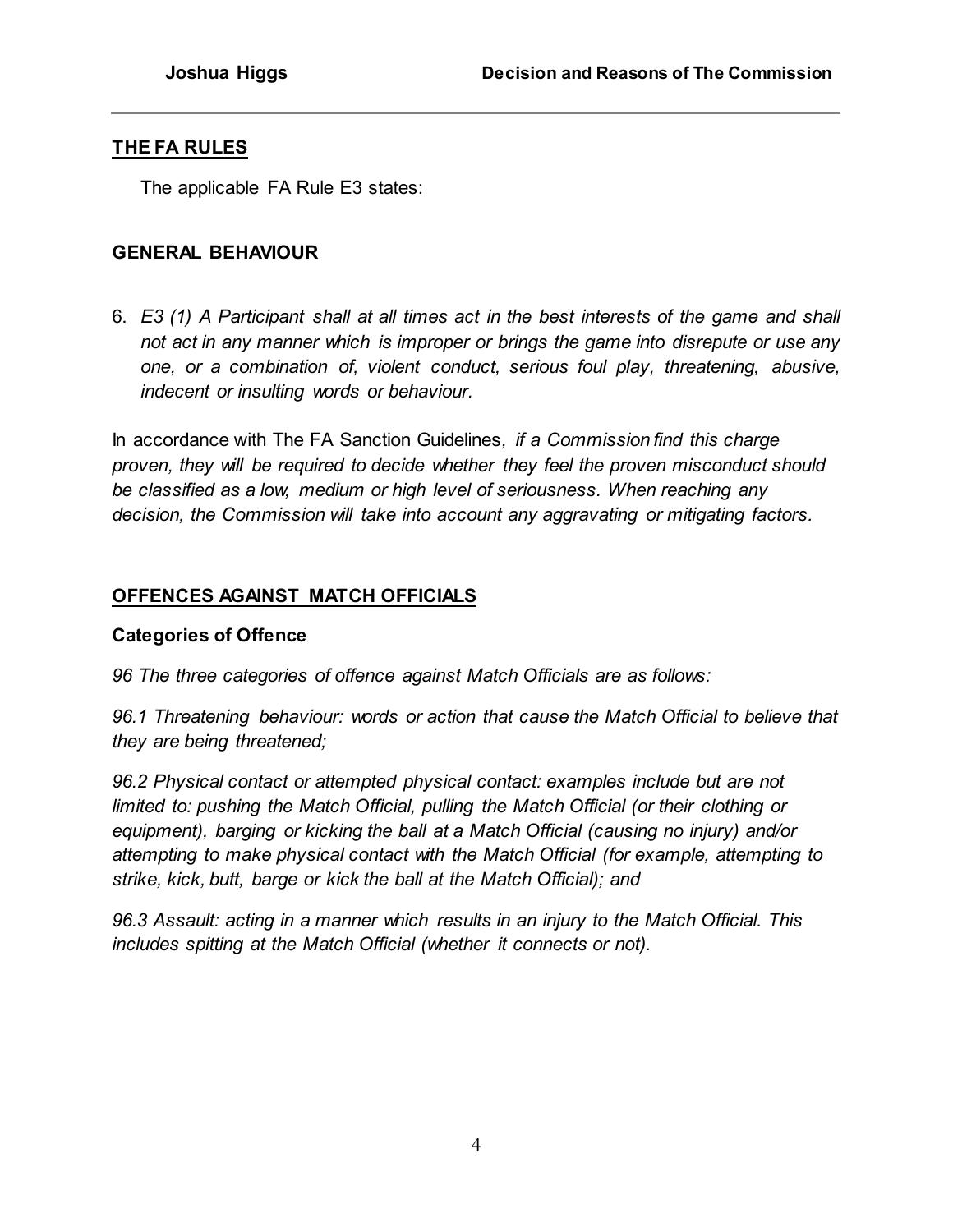## THE FA RULES

The applicable FA Rule E3 states:

### GENERAL BEHAVIOUR

6. *E3 (1) A Participant shall at all times act in the best interests of the game and shall not act in any manner which is improper or brings the game into disrepute or use any one, or a combination of, violent conduct, serious foul play, threatening, abusive, indecent or insulting words or behaviour.*

In accordance with The FA Sanction Guidelines*, if a Commission find this charge proven, they will be required to decide whether they feel the proven misconduct should be classified as a low, medium or high level of seriousness. When reaching any decision, the Commission will take into account any aggravating or mitigating factors.*

## OFFENCES AGAINST MATCH OFFICIALS

### Categories of Offence

*96 The three categories of offence against Match Officials are as follows:*

*96.1 Threatening behaviour: words or action that cause the Match Official to believe that they are being threatened;*

*96.2 Physical contact or attempted physical contact: examples include but are not limited to: pushing the Match Official, pulling the Match Official (or their clothing or equipment), barging or kicking the ball at a Match Official (causing no injury) and/or attempting to make physical contact with the Match Official (for example, attempting to strike, kick, butt, barge or kick the ball at the Match Official); and*

*96.3 Assault: acting in a manner which results in an injury to the Match Official. This includes spitting at the Match Official (whether it connects or not).*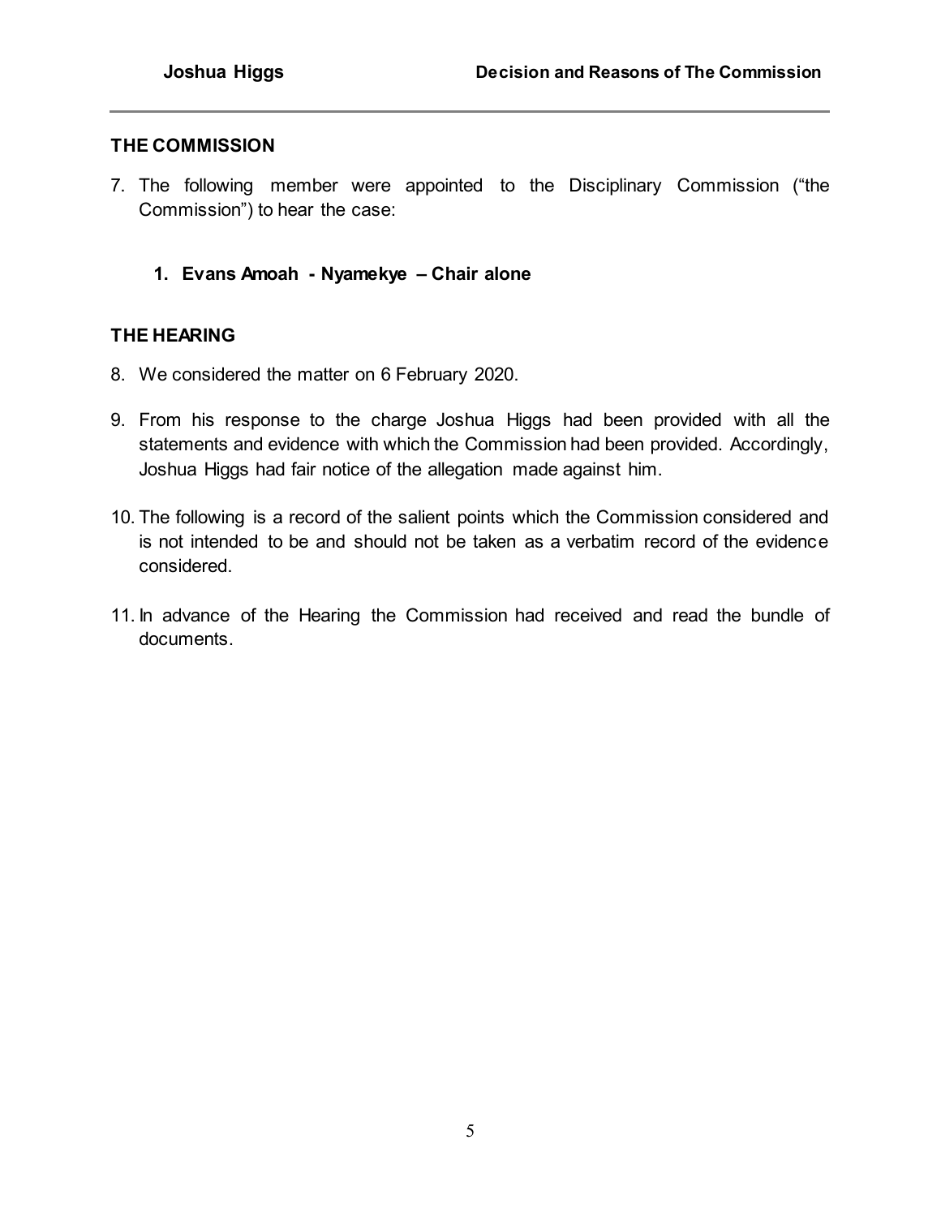## THE COMMISSION

7. The following member were appointed to the Disciplinary Commission ("the Commission") to hear the case:

   1. **Evans Amoah - Nyamekye – Chair alone**

## THE HEARING

8. We considered the matter on 6 February 2020.

9. From his response to the charge Joshua Higgs had been provided with all the statements and evidence with which the Commission had been provided. Accordingly, Joshua Higgs had fair notice of the allegation made against him.

10. The following is a record of the salient points which the Commission considered and is not intended to be and should not be taken as a verbatim record of the evidence considered.

11. In advance of the Hearing the Commission had received and read the bundle of documents.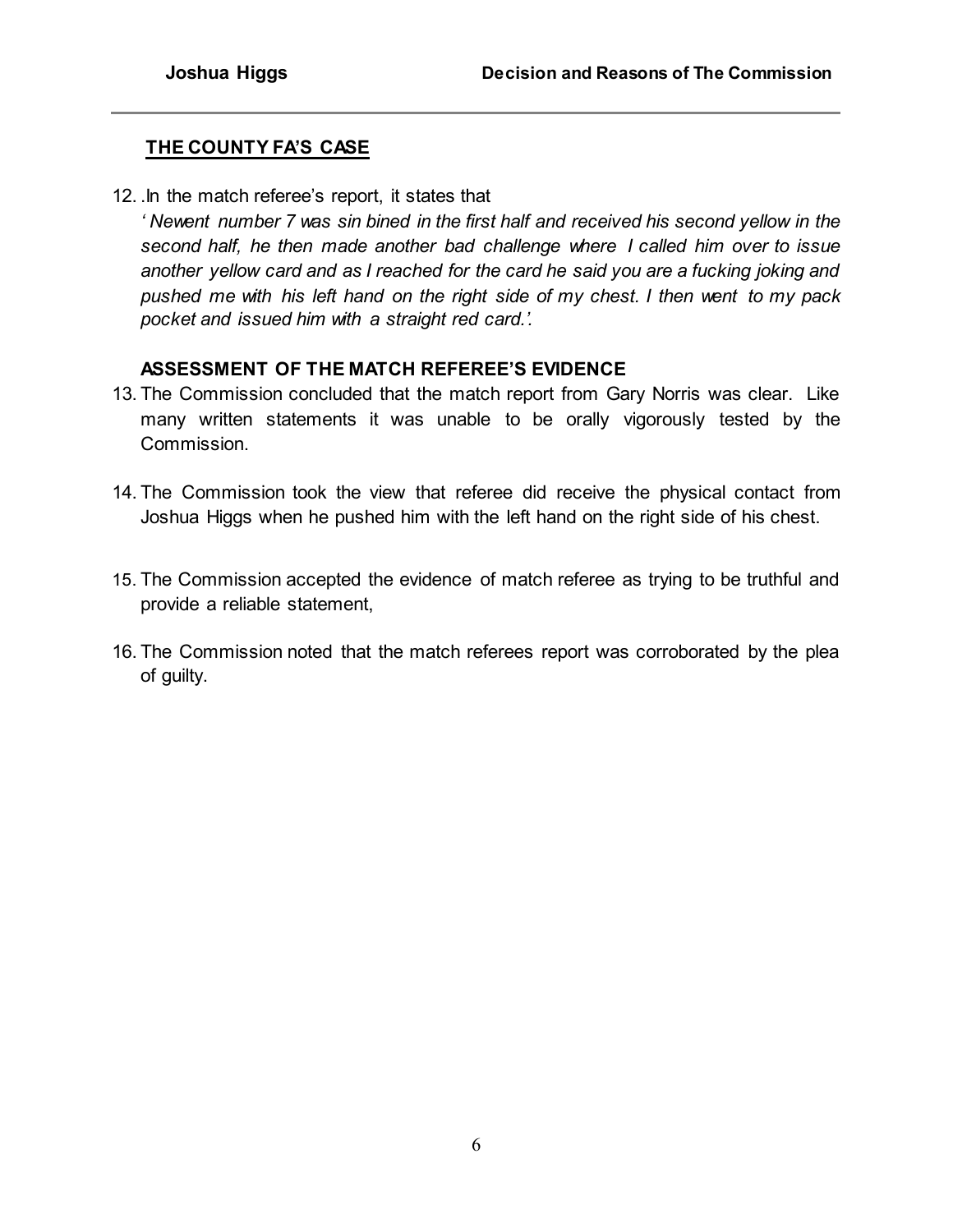## THE COUNTY FA'S CASE

12. .In the match referee's report, it states that
*' Newent number 7 was sin bined in the first half and received his second yellow in the second half, he then made another bad challenge where I called him over to issue another yellow card and as I reached for the card he said you are a fucking joking and pushed me with his left hand on the right side of my chest. I then went to my pack pocket and issued him with a straight red card.'.*

### ASSESSMENT OF THE MATCH REFEREE'S EVIDENCE

13. The Commission concluded that the match report from Gary Norris was clear. Like many written statements it was unable to be orally vigorously tested by the Commission.

14. The Commission took the view that referee did receive the physical contact from Joshua Higgs when he pushed him with the left hand on the right side of his chest.

15. The Commission accepted the evidence of match referee as trying to be truthful and provide a reliable statement,

16. The Commission noted that the match referees report was corroborated by the plea of guilty.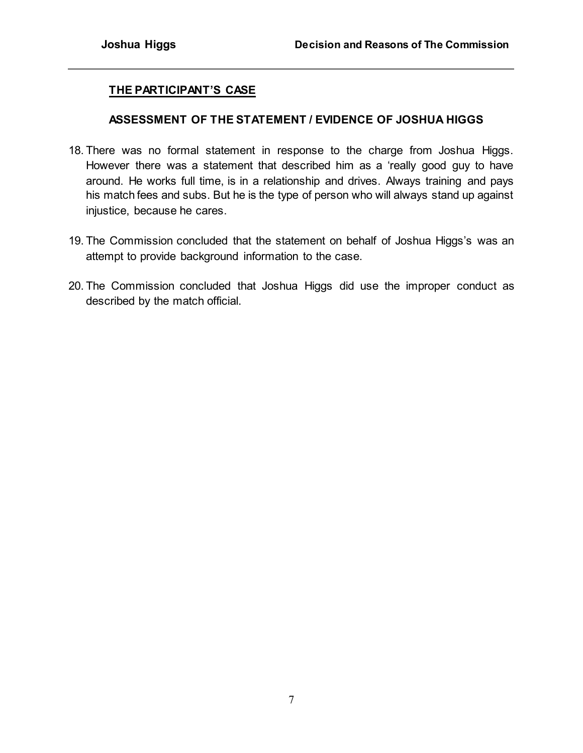## THE PARTICIPANT'S CASE

### ASSESSMENT OF THE STATEMENT / EVIDENCE OF JOSHUA HIGGS

18. There was no formal statement in response to the charge from Joshua Higgs. However there was a statement that described him as a 'really good guy to have around. He works full time, is in a relationship and drives. Always training and pays his match fees and subs. But he is the type of person who will always stand up against injustice, because he cares.

19. The Commission concluded that the statement on behalf of Joshua Higgs's was an attempt to provide background information to the case.

20. The Commission concluded that Joshua Higgs did use the improper conduct as described by the match official.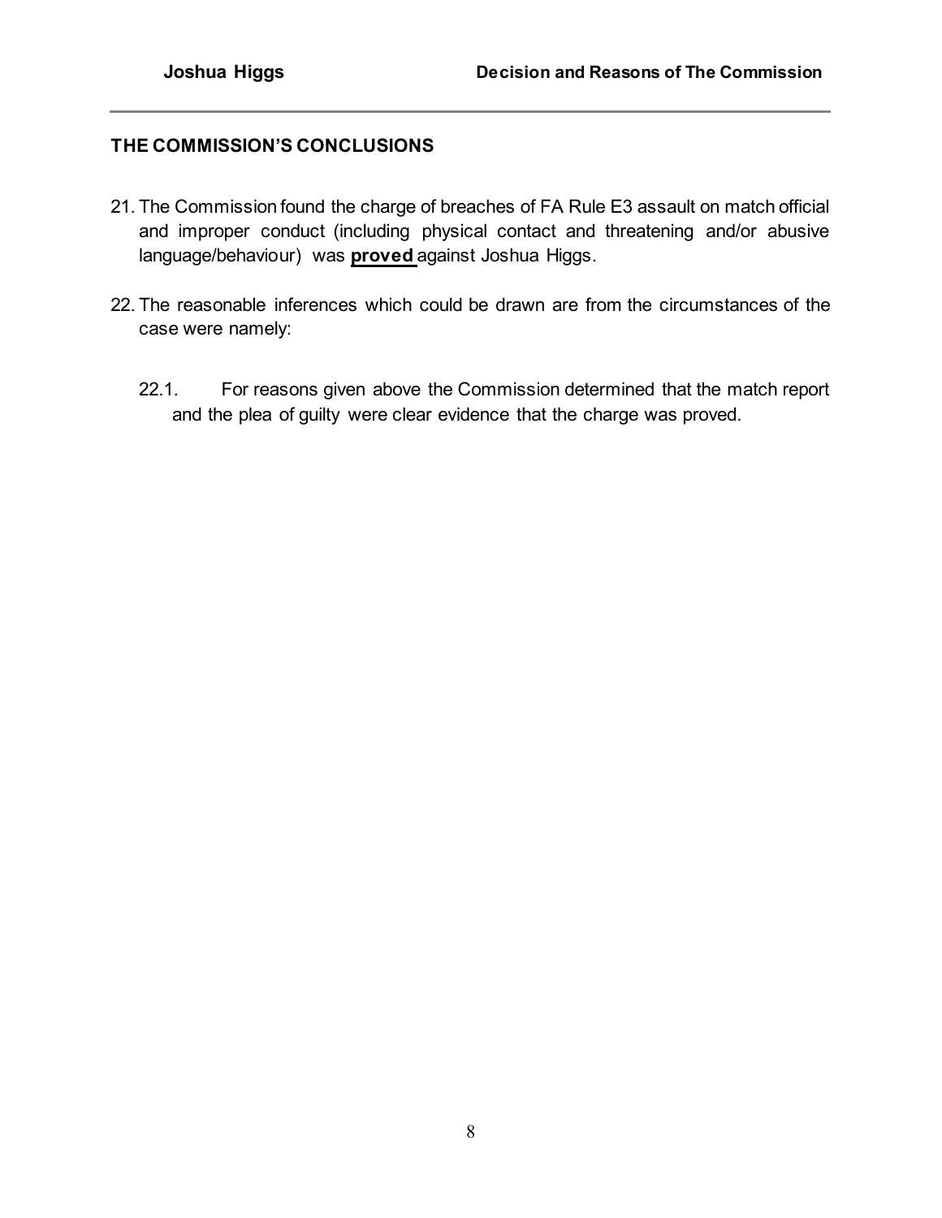## THE COMMISSION'S CONCLUSIONS

21. The Commission found the charge of breaches of FA Rule E3 assault on match official and improper conduct (including physical contact and threatening and/or abusive language/behaviour) was **proved** against Joshua Higgs.

22. The reasonable inferences which could be drawn are from the circumstances of the case were namely:

    22.1. For reasons given above the Commission determined that the match report and the plea of guilty were clear evidence that the charge was proved.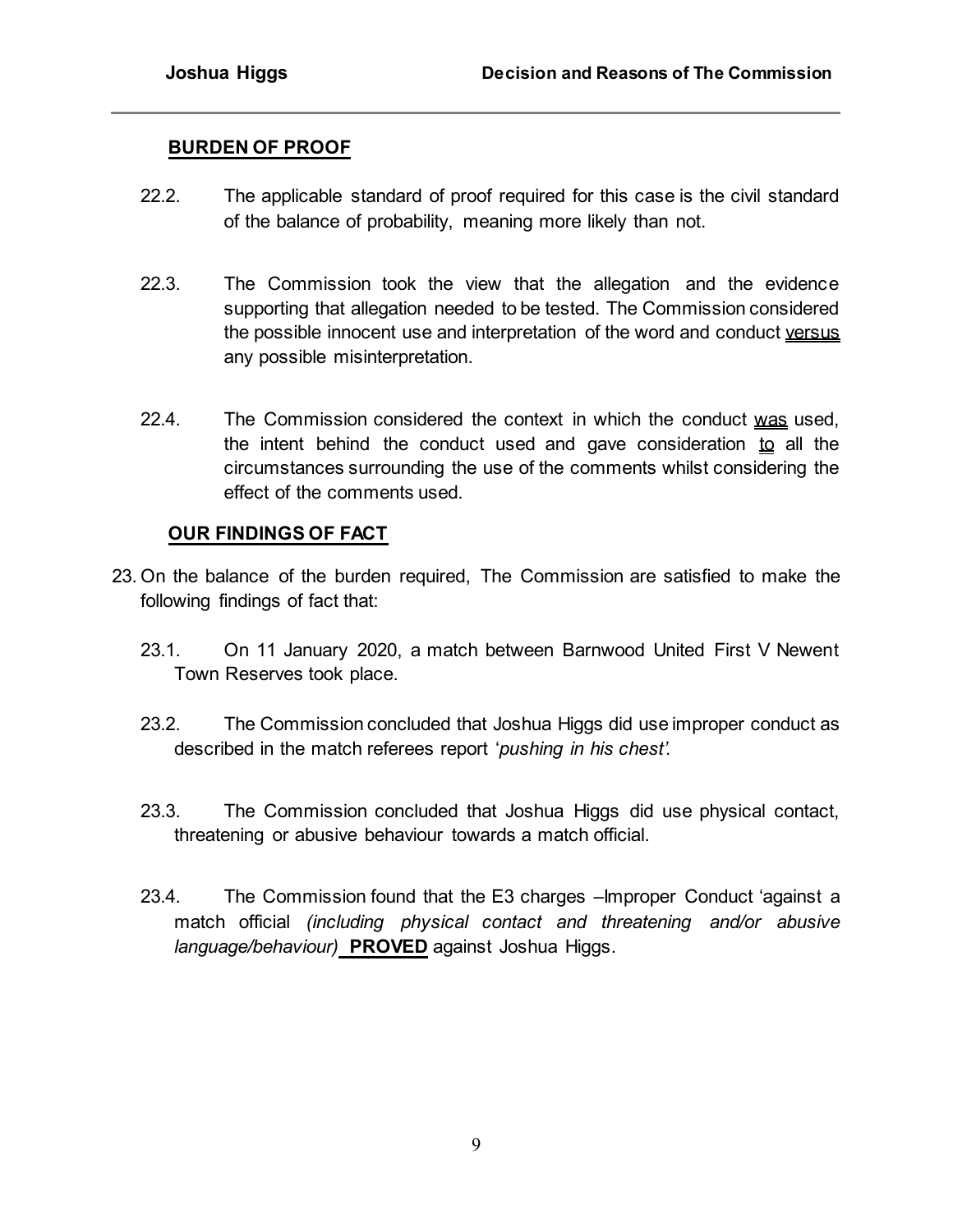## BURDEN OF PROOF

22.2. The applicable standard of proof required for this case is the civil standard of the balance of probability, meaning more likely than not.

22.3. The Commission took the view that the allegation and the evidence supporting that allegation needed to be tested. The Commission considered the possible innocent use and interpretation of the word and conduct versus any possible misinterpretation.

22.4. The Commission considered the context in which the conduct was used, the intent behind the conduct used and gave consideration to all the circumstances surrounding the use of the comments whilst considering the effect of the comments used.

## OUR FINDINGS OF FACT

23. On the balance of the burden required, The Commission are satisfied to make the following findings of fact that:

23.1. On 11 January 2020, a match between Barnwood United First V Newent Town Reserves took place.

23.2. The Commission concluded that Joshua Higgs did use improper conduct as described in the match referees report '*pushing in his chest'.*

23.3. The Commission concluded that Joshua Higgs did use physical contact, threatening or abusive behaviour towards a match official.

23.4. The Commission found that the E3 charges –Improper Conduct 'against a match official *(including physical contact and threatening and/or abusive language/behaviour)* **PROVED** against Joshua Higgs.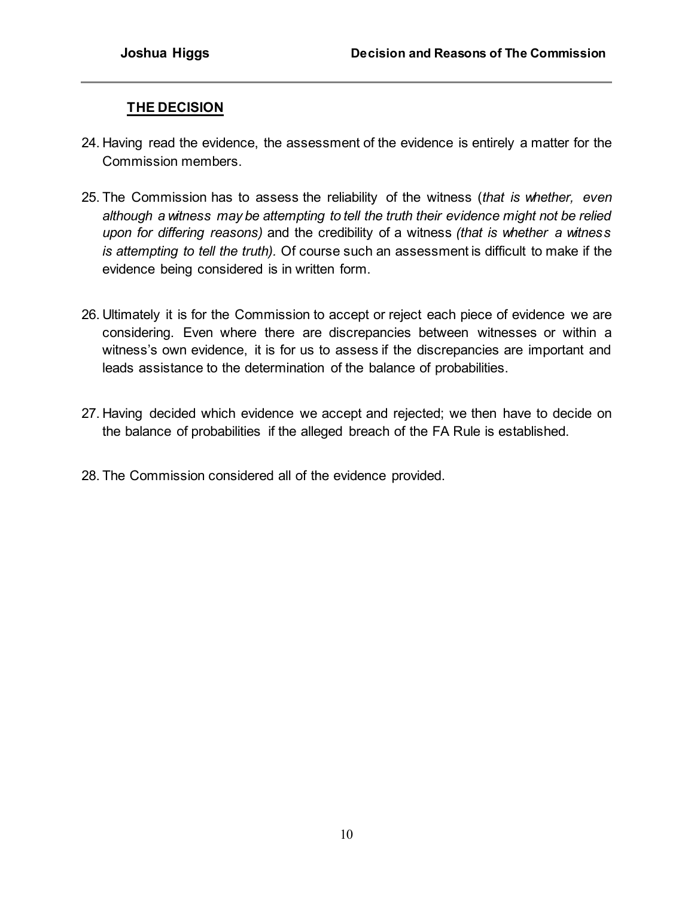## THE DECISION

24. Having read the evidence, the assessment of the evidence is entirely a matter for the Commission members.

25. The Commission has to assess the reliability of the witness (*that is whether, even although a witness may be attempting to tell the truth their evidence might not be relied upon for differing reasons)* and the credibility of a witness *(that is whether a witness is attempting to tell the truth).* Of course such an assessment is difficult to make if the evidence being considered is in written form.

26. Ultimately it is for the Commission to accept or reject each piece of evidence we are considering. Even where there are discrepancies between witnesses or within a witness's own evidence, it is for us to assess if the discrepancies are important and leads assistance to the determination of the balance of probabilities.

27. Having decided which evidence we accept and rejected; we then have to decide on the balance of probabilities if the alleged breach of the FA Rule is established.

28. The Commission considered all of the evidence provided.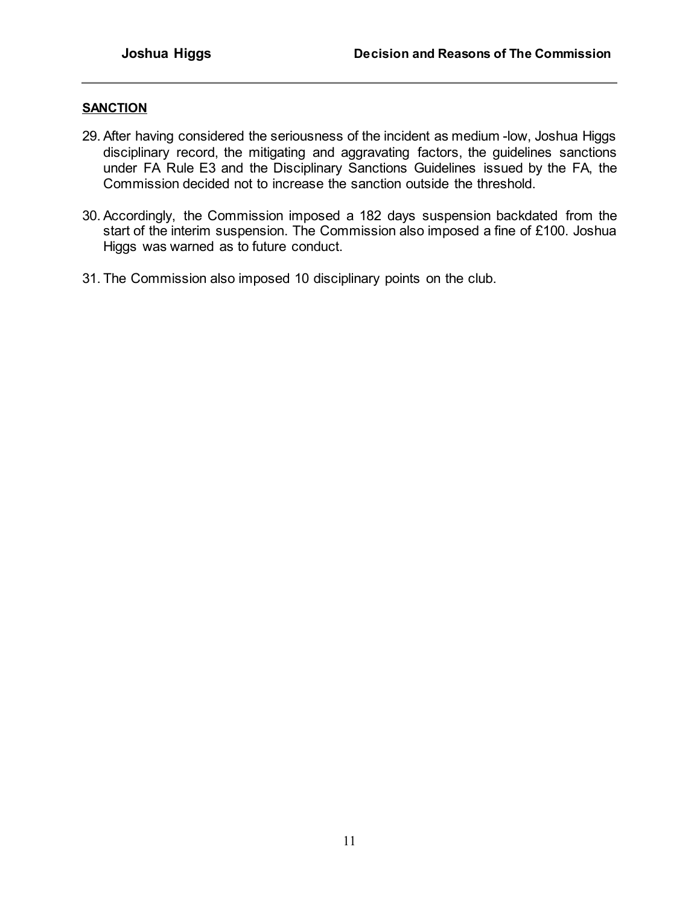## SANCTION

29. After having considered the seriousness of the incident as medium -low, Joshua Higgs disciplinary record, the mitigating and aggravating factors, the guidelines sanctions under FA Rule E3 and the Disciplinary Sanctions Guidelines issued by the FA, the Commission decided not to increase the sanction outside the threshold.

30. Accordingly, the Commission imposed a 182 days suspension backdated from the start of the interim suspension. The Commission also imposed a fine of £100. Joshua Higgs was warned as to future conduct.

31. The Commission also imposed 10 disciplinary points on the club.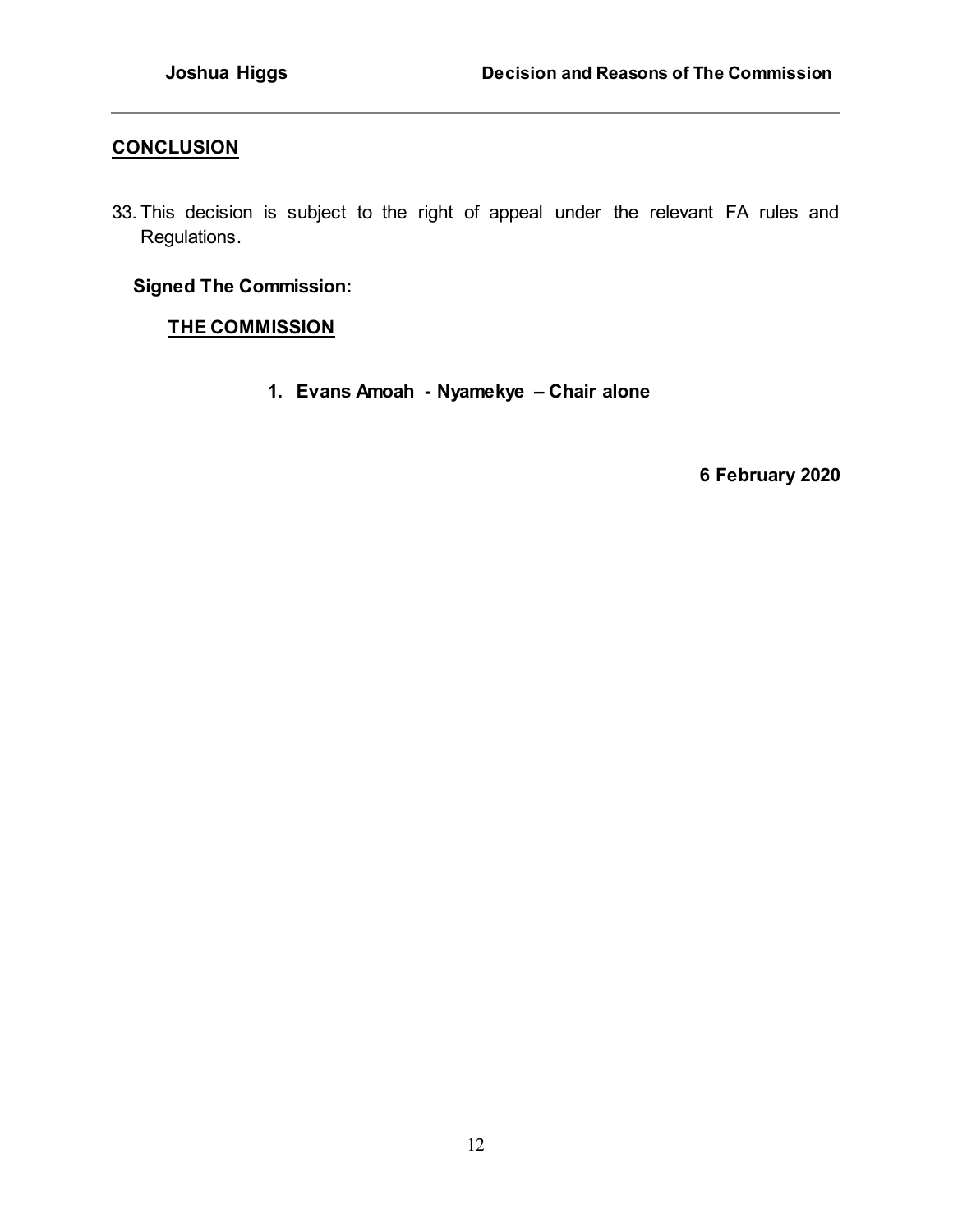## CONCLUSION

33. This decision is subject to the right of appeal under the relevant FA rules and Regulations.

**Signed The Commission:**

**THE COMMISSION**

1. **Evans Amoah - Nyamekye – Chair alone**

**6 February 2020**